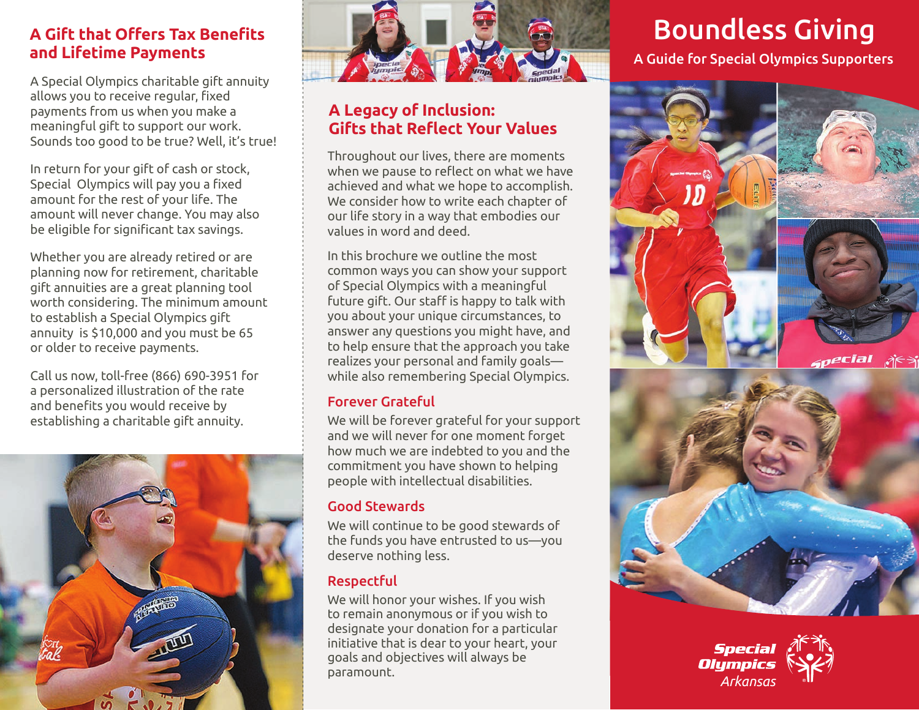# Boundless Giving

A Guide for Special Olympics Supporters

## A Legacy of Inclusion: Gifts that Reflect Your Values

Throughout our lives, there are moments when we pause to reflect on what we have achieved and what we hope to accomplish. We consider how to write each chapter of our life story in a way that embodies our values in word and deed.

In this brochure we outline the most common ways you can show your support of Special Olympics with a meaningful future gift. Our staff is happy to talk with you about your unique circumstances, to answer any questions you might have, and to help ensure that the approach you take realizes your personal and family goals—while also remembering Special Olympics.

### Forever Grateful

We will be forever grateful for your support and we will never for one moment forget how much we are indebted to you and the commitment you have shown to helping people with intellectual disabilities.

### Good Stewards

We will continue to be good stewards of the funds you have entrusted to us—you deserve nothing less.

### Respectful

We will honor your wishes. If you wish to remain anonymous or if you wish to designate your donation for a particular initiative that is dear to your heart, your goals and objectives will always be paramount.

## A Gift that Offers Tax Benefits and Lifetime Payments

A Special Olympics charitable gift annuity allows you to receive regular, fixed payments from us when you make a meaningful gift to support our work. Sounds too good to be true? Well, it's true!

In return for your gift of cash or stock, Special Olympics will pay you a fixed amount for the rest of your life. The amount will never change. You may also be eligible for significant tax savings.

Whether you are already retired or are planning now for retirement, charitable gift annuities are a great planning tool worth considering. The minimum amount to establish a Special Olympics gift annuity is $10,000 and you must be 65 or older to receive payments.

Call us now, toll-free (866) 690-3951 for a personalized illustration of the rate and benefits you would receive by establishing a charitable gift annuity.

Special Olympics Arkansas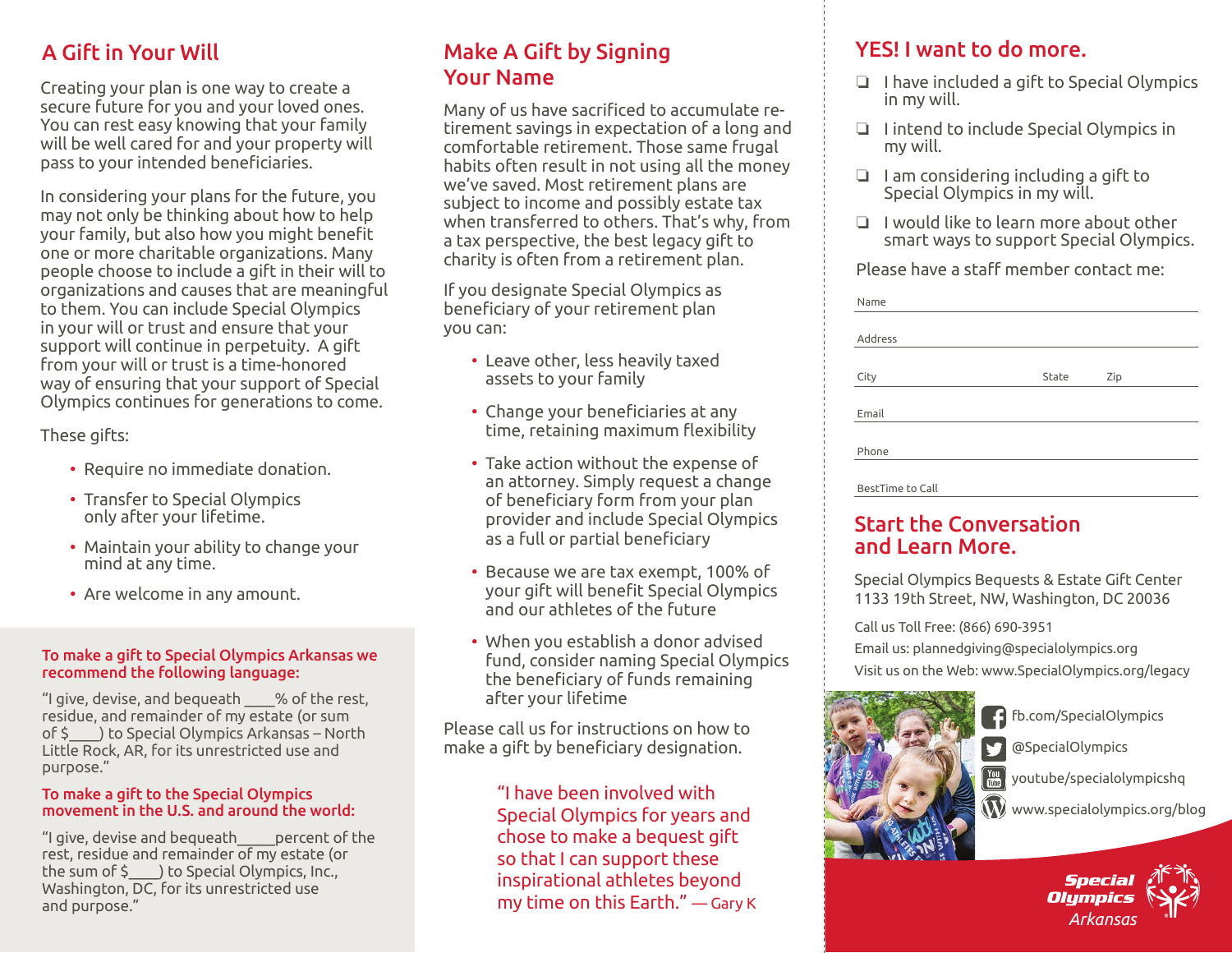## A Gift in Your Will

Creating your plan is one way to create a secure future for you and your loved ones. You can rest easy knowing that your family will be well cared for and your property will pass to your intended beneficiaries.

In considering your plans for the future, you may not only be thinking about how to help your family, but also how you might benefit one or more charitable organizations. Many people choose to include a gift in their will to organizations and causes that are meaningful to them. You can include Special Olympics in your will or trust and ensure that your support will continue in perpetuity. A gift from your will or trust is a time-honored way of ensuring that your support of Special Olympics continues for generations to come.

These gifts:

- Require no immediate donation.
- Transfer to Special Olympics only after your lifetime.
- Maintain your ability to change your mind at any time.
- Are welcome in any amount.

**To make a gift to Special Olympics Arkansas we recommend the following language:**

"I give, devise, and bequeath ____% of the rest, residue, and remainder of my estate (or sum of $____) to Special Olympics Arkansas – North Little Rock, AR, for its unrestricted use and purpose."

**To make a gift to the Special Olympics movement in the U.S. and around the world:**

"I give, devise and bequeath_____percent of the rest, residue and remainder of my estate (or the sum of $____) to Special Olympics, Inc., Washington, DC, for its unrestricted use and purpose."

## Make A Gift by Signing Your Name

Many of us have sacrificed to accumulate retirement savings in expectation of a long and comfortable retirement. Those same frugal habits often result in not using all the money we've saved. Most retirement plans are subject to income and possibly estate tax when transferred to others. That's why, from a tax perspective, the best legacy gift to charity is often from a retirement plan.

If you designate Special Olympics as beneficiary of your retirement plan you can:

- Leave other, less heavily taxed assets to your family
- Change your beneficiaries at any time, retaining maximum flexibility
- Take action without the expense of an attorney. Simply request a change of beneficiary form from your plan provider and include Special Olympics as a full or partial beneficiary
- Because we are tax exempt, 100% of your gift will benefit Special Olympics and our athletes of the future
- When you establish a donor advised fund, consider naming Special Olympics the beneficiary of funds remaining after your lifetime

Please call us for instructions on how to make a gift by beneficiary designation.

"I have been involved with Special Olympics for years and chose to make a bequest gift so that I can support these inspirational athletes beyond my time on this Earth." — Gary K

## YES! I want to do more.

- ❑ I have included a gift to Special Olympics in my will.
- ❑ I intend to include Special Olympics in my will.
- ❑ I am considering including a gift to Special Olympics in my will.
- ❑ I would like to learn more about other smart ways to support Special Olympics.

Please have a staff member contact me:

Name ______________________

Address ______________________

City ____________ State ______ Zip ______

Email ______________________

Phone ______________________

BestTime to Call ______________________

## Start the Conversation and Learn More.

Special Olympics Bequests & Estate Gift Center
1133 19th Street, NW, Washington, DC 20036

Call us Toll Free: (866) 690-3951
Email us: plannedgiving@specialolympics.org
Visit us on the Web: www.SpecialOlympics.org/legacy

fb.com/SpecialOlympics
@SpecialOlympics
youtube/specialolympicshq
www.specialolympics.org/blog

Special Olympics Arkansas